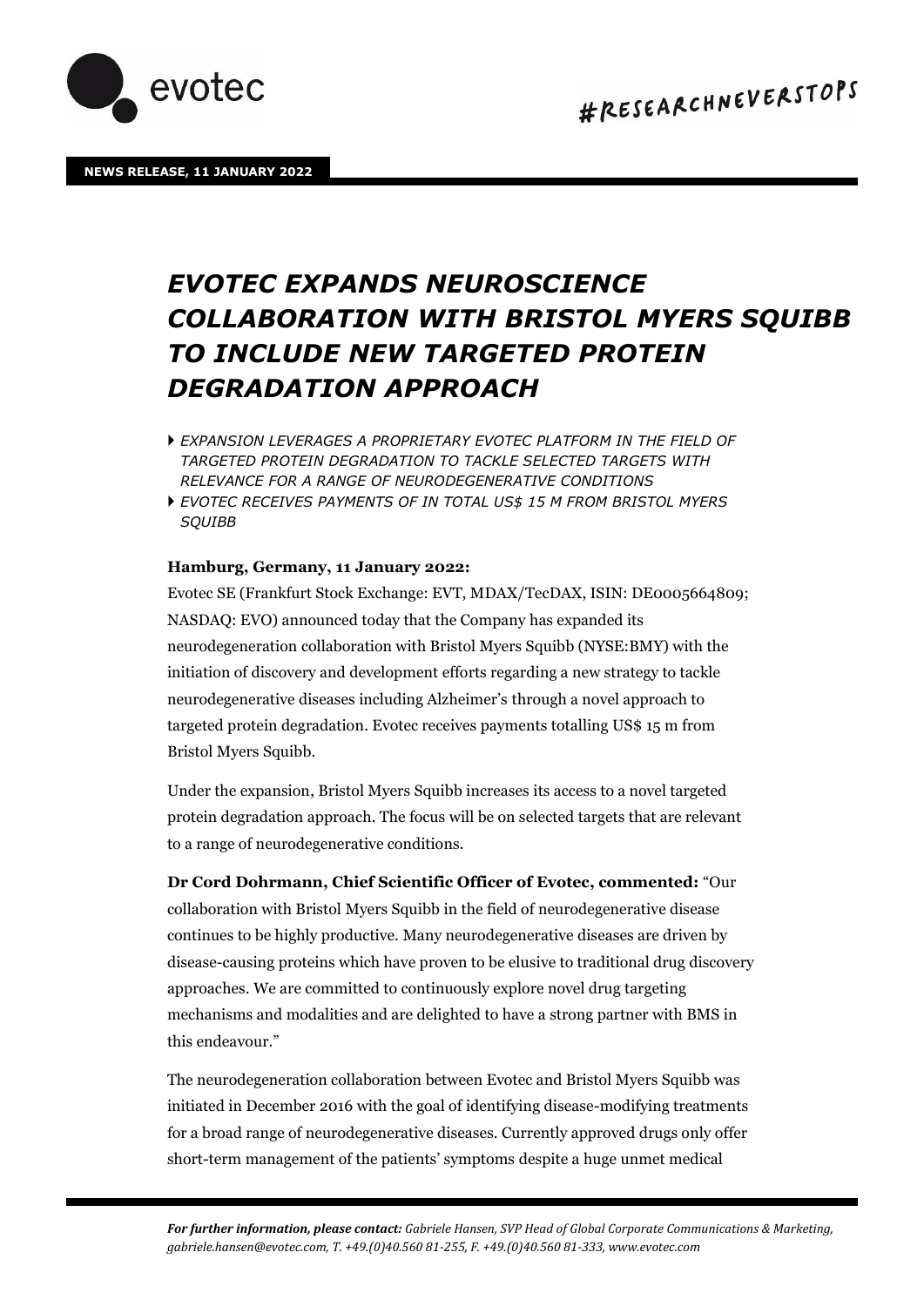**NEWS RELEASE, 11 JANUARY 2022**

# *EVOTEC EXPANDS NEUROSCIENCE COLLABORATION WITH BRISTOL MYERS SQUIBB TO INCLUDE NEW TARGETED PROTEIN DEGRADATION APPROACH*

- *EXPANSION LEVERAGES A PROPRIETARY EVOTEC PLATFORM IN THE FIELD OF TARGETED PROTEIN DEGRADATION TO TACKLE SELECTED TARGETS WITH RELEVANCE FOR A RANGE OF NEURODEGENERATIVE CONDITIONS*
- *EVOTEC RECEIVES PAYMENTS OF IN TOTAL US$ 15 M FROM BRISTOL MYERS SQUIBB*

**Hamburg, Germany, 11 January 2022:**

Evotec SE (Frankfurt Stock Exchange: EVT, MDAX/TecDAX, ISIN: DE0005664809; NASDAQ: EVO) announced today that the Company has expanded its neurodegeneration collaboration with Bristol Myers Squibb (NYSE:BMY) with the initiation of discovery and development efforts regarding a new strategy to tackle neurodegenerative diseases including Alzheimer's through a novel approach to targeted protein degradation. Evotec receives payments totalling US$ 15 m from Bristol Myers Squibb.

Under the expansion, Bristol Myers Squibb increases its access to a novel targeted protein degradation approach. The focus will be on selected targets that are relevant to a range of neurodegenerative conditions.

**Dr Cord Dohrmann, Chief Scientific Officer of Evotec, commented:** "Our collaboration with Bristol Myers Squibb in the field of neurodegenerative disease continues to be highly productive. Many neurodegenerative diseases are driven by disease-causing proteins which have proven to be elusive to traditional drug discovery approaches. We are committed to continuously explore novel drug targeting mechanisms and modalities and are delighted to have a strong partner with BMS in this endeavour."

The neurodegeneration collaboration between Evotec and Bristol Myers Squibb was initiated in December 2016 with the goal of identifying disease-modifying treatments for a broad range of neurodegenerative diseases. Currently approved drugs only offer short-term management of the patients' symptoms despite a huge unmet medical

***For further information, please contact:*** *Gabriele Hansen, SVP Head of Global Corporate Communications & Marketing, gabriele.hansen@evotec.com, T. +49.(0)40.560 81-255, F. +49.(0)40.560 81-333, www.evotec.com*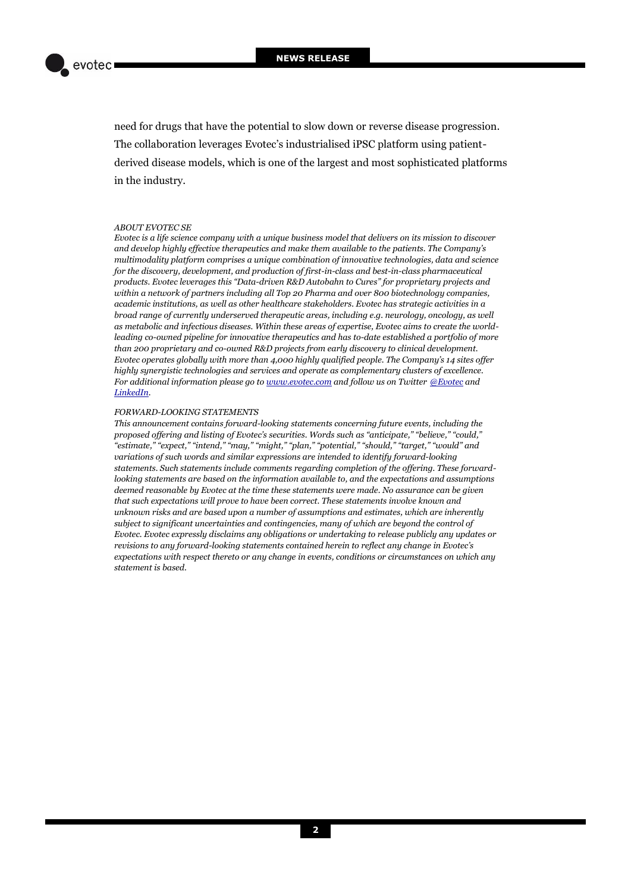need for drugs that have the potential to slow down or reverse disease progression. The collaboration leverages Evotec's industrialised iPSC platform using patient-derived disease models, which is one of the largest and most sophisticated platforms in the industry.

*ABOUT EVOTEC SE*

*Evotec is a life science company with a unique business model that delivers on its mission to discover and develop highly effective therapeutics and make them available to the patients. The Company's multimodality platform comprises a unique combination of innovative technologies, data and science for the discovery, development, and production of first-in-class and best-in-class pharmaceutical products. Evotec leverages this "Data-driven R&D Autobahn to Cures" for proprietary projects and within a network of partners including all Top 20 Pharma and over 800 biotechnology companies, academic institutions, as well as other healthcare stakeholders. Evotec has strategic activities in a broad range of currently underserved therapeutic areas, including e.g. neurology, oncology, as well as metabolic and infectious diseases. Within these areas of expertise, Evotec aims to create the world-leading co-owned pipeline for innovative therapeutics and has to-date established a portfolio of more than 200 proprietary and co-owned R&D projects from early discovery to clinical development. Evotec operates globally with more than 4,000 highly qualified people. The Company's 14 sites offer highly synergistic technologies and services and operate as complementary clusters of excellence. For additional information please go to [www.evotec.com](http://www.evotec.com) and follow us on Twitter [@Evotec](https://twitter.com/Evotec) and [LinkedIn](https://www.linkedin.com).*

*FORWARD-LOOKING STATEMENTS*

*This announcement contains forward-looking statements concerning future events, including the proposed offering and listing of Evotec's securities. Words such as "anticipate," "believe," "could," "estimate," "expect," "intend," "may," "might," "plan," "potential," "should," "target," "would" and variations of such words and similar expressions are intended to identify forward-looking statements. Such statements include comments regarding completion of the offering. These forward-looking statements are based on the information available to, and the expectations and assumptions deemed reasonable by Evotec at the time these statements were made. No assurance can be given that such expectations will prove to have been correct. These statements involve known and unknown risks and are based upon a number of assumptions and estimates, which are inherently subject to significant uncertainties and contingencies, many of which are beyond the control of Evotec. Evotec expressly disclaims any obligations or undertaking to release publicly any updates or revisions to any forward-looking statements contained herein to reflect any change in Evotec's expectations with respect thereto or any change in events, conditions or circumstances on which any statement is based.*